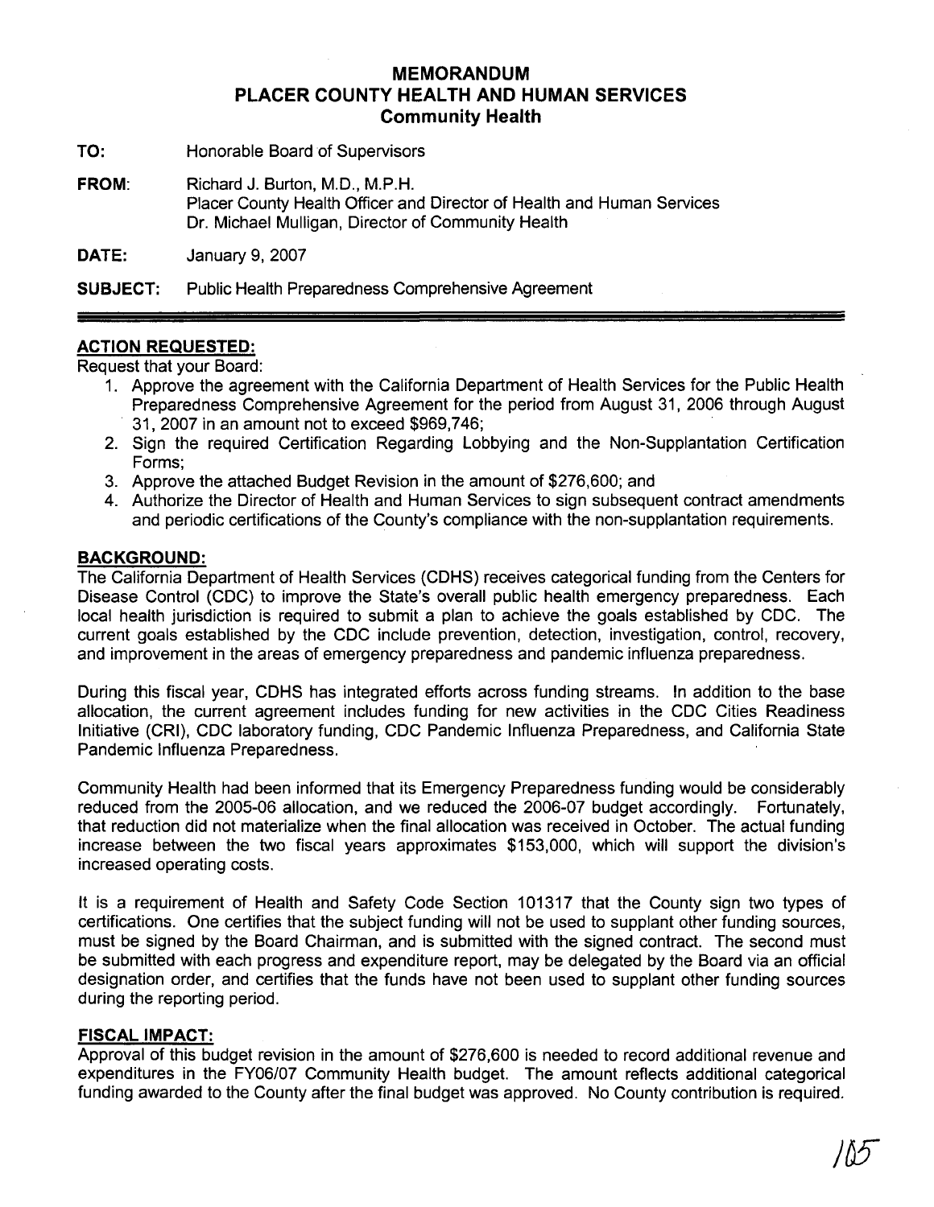# MEMORANDUM
# PLACER COUNTY HEALTH AND HUMAN SERVICES
## Community Health

**TO:** Honorable Board of Supervisors

**FROM:** Richard J. Burton, M.D., M.P.H.
Placer County Health Officer and Director of Health and Human Services
Dr. Michael Mulligan, Director of Community Health

**DATE:** January 9, 2007

**SUBJECT:** Public Health Preparedness Comprehensive Agreement

---

## ACTION REQUESTED:

Request that your Board:

1. Approve the agreement with the California Department of Health Services for the Public Health Preparedness Comprehensive Agreement for the period from August 31, 2006 through August 31, 2007 in an amount not to exceed $969,746;
2. Sign the required Certification Regarding Lobbying and the Non-Supplantation Certification Forms;
3. Approve the attached Budget Revision in the amount of $276,600; and
4. Authorize the Director of Health and Human Services to sign subsequent contract amendments and periodic certifications of the County's compliance with the non-supplantation requirements.

## BACKGROUND:

The California Department of Health Services (CDHS) receives categorical funding from the Centers for Disease Control (CDC) to improve the State's overall public health emergency preparedness. Each local health jurisdiction is required to submit a plan to achieve the goals established by CDC. The current goals established by the CDC include prevention, detection, investigation, control, recovery, and improvement in the areas of emergency preparedness and pandemic influenza preparedness.

During this fiscal year, CDHS has integrated efforts across funding streams. In addition to the base allocation, the current agreement includes funding for new activities in the CDC Cities Readiness Initiative (CRI), CDC laboratory funding, CDC Pandemic Influenza Preparedness, and California State Pandemic Influenza Preparedness.

Community Health had been informed that its Emergency Preparedness funding would be considerably reduced from the 2005-06 allocation, and we reduced the 2006-07 budget accordingly. Fortunately, that reduction did not materialize when the final allocation was received in October. The actual funding increase between the two fiscal years approximates $153,000, which will support the division's increased operating costs.

It is a requirement of Health and Safety Code Section 101317 that the County sign two types of certifications. One certifies that the subject funding will not be used to supplant other funding sources, must be signed by the Board Chairman, and is submitted with the signed contract. The second must be submitted with each progress and expenditure report, may be delegated by the Board via an official designation order, and certifies that the funds have not been used to supplant other funding sources during the reporting period.

## FISCAL IMPACT:

Approval of this budget revision in the amount of $276,600 is needed to record additional revenue and expenditures in the FY06/07 Community Health budget. The amount reflects additional categorical funding awarded to the County after the final budget was approved. No County contribution is required.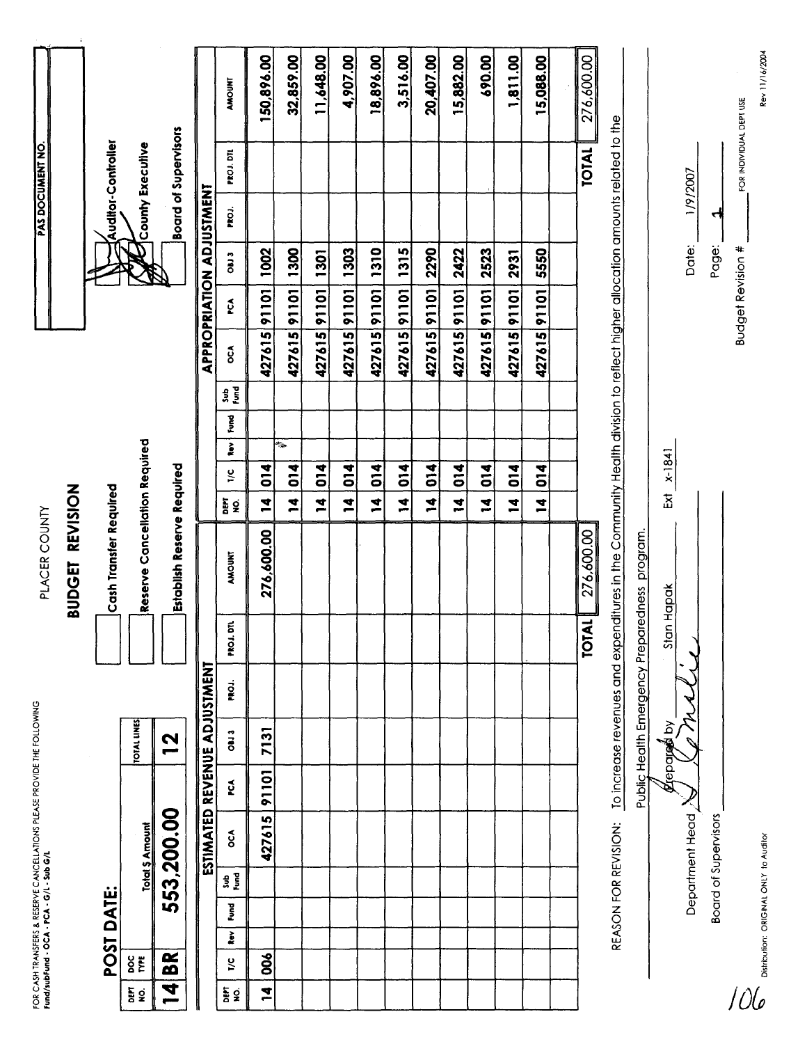FOR CASH TRANSFERS & RESERVE CANCELLATIONS PLEASE PROVIDE THE FOLLOWING
Fund/subFund - OCA - PCA - G/L - Sub G/L

PLACER COUNTY

# BUDGET REVISION

PAS DOCUMENT NO.

- [ ] Cash Transfer Required
- [ ] Reserve Cancellation Required
- [ ] Establish Reserve Required

- [x] Auditor-Controller
- [x] County Executive
- [ ] Board of Supervisors

**POST DATE:**

| DEPT NO. | DOC TYPE | Total $ Amount | TOTAL LINES |
|---|---|---|---|
| 14 | BR | 553,200.00 | 12 |

## ESTIMATED REVENUE ADJUSTMENT

| DEPT NO. | T/C | Rev | Fund | Sub Fund | OCA | PCA | OBJ 3 | PROJ. | PROJ. DTL | AMOUNT |
|---|---|---|---|---|---|---|---|---|---|---|
| 14 | 006 | | | | 427615 | 91101 | 7131 | | | 276,600.00 |
| | | | | | | | | | **TOTAL** | 276,600.00 |

## APPROPRIATION ADJUSTMENT

| DEPT NO. | T/C | Rev | Fund | Sub Fund | OCA | PCA | OBJ 3 | PROJ. | PROJ. DTL | AMOUNT |
|---|---|---|---|---|---|---|---|---|---|---|
| 14 | 014 | | | | 427615 | 91101 | 1002 | | | 150,896.00 |
| 14 | 014 | | | | 427615 | 91101 | 1300 | | | 32,859.00 |
| 14 | 014 | | | | 427615 | 91101 | 1301 | | | 11,648.00 |
| 14 | 014 | | | | 427615 | 91101 | 1303 | | | 4,907.00 |
| 14 | 014 | | | | 427615 | 91101 | 1310 | | | 18,896.00 |
| 14 | 014 | | | | 427615 | 91101 | 1315 | | | 3,516.00 |
| 14 | 014 | | | | 427615 | 91101 | 2290 | | | 20,407.00 |
| 14 | 014 | | | | 427615 | 91101 | 2422 | | | 15,882.00 |
| 14 | 014 | | | | 427615 | 91101 | 2523 | | | 690.00 |
| 14 | 014 | | | | 427615 | 91101 | 2931 | | | 1,811.00 |
| 14 | 014 | | | | 427615 | 91101 | 5550 | | | 15,088.00 |
| | | | | | | | | | **TOTAL** | 276,600.00 |

REASON FOR REVISION: To increase revenues and expenditures in the Community Health division to reflect higher allocation amounts related to the Public Health Emergency Preparedness program.

Prepared by Stan Hapak Ext x-1841

Department Head _____________ Date: 1/9/2007

Board of Supervisors _____________ Page: 1

Budget Revision # _____________ FOR INDIVIDUAL DEPT USE

Distribution: ORIGINAL ONLY to Auditor

Rev 11/16/2004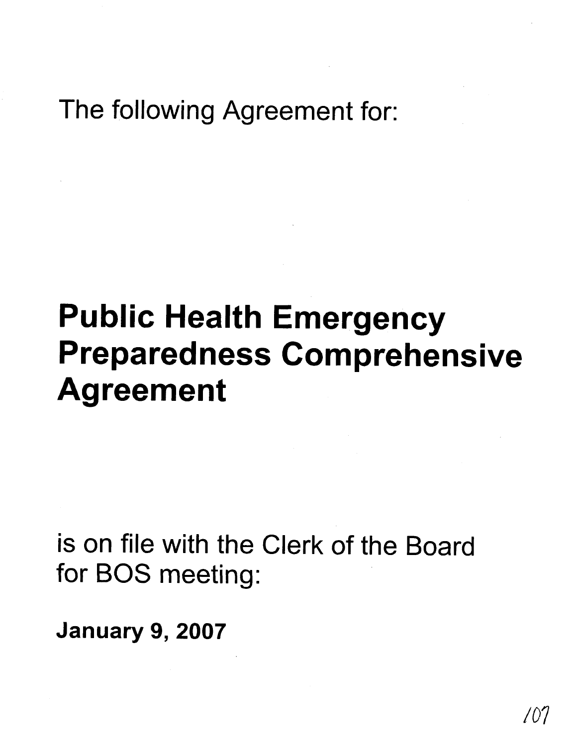The following Agreement for:

# Public Health Emergency Preparedness Comprehensive Agreement

is on file with the Clerk of the Board for BOS meeting:

**January 9, 2007**